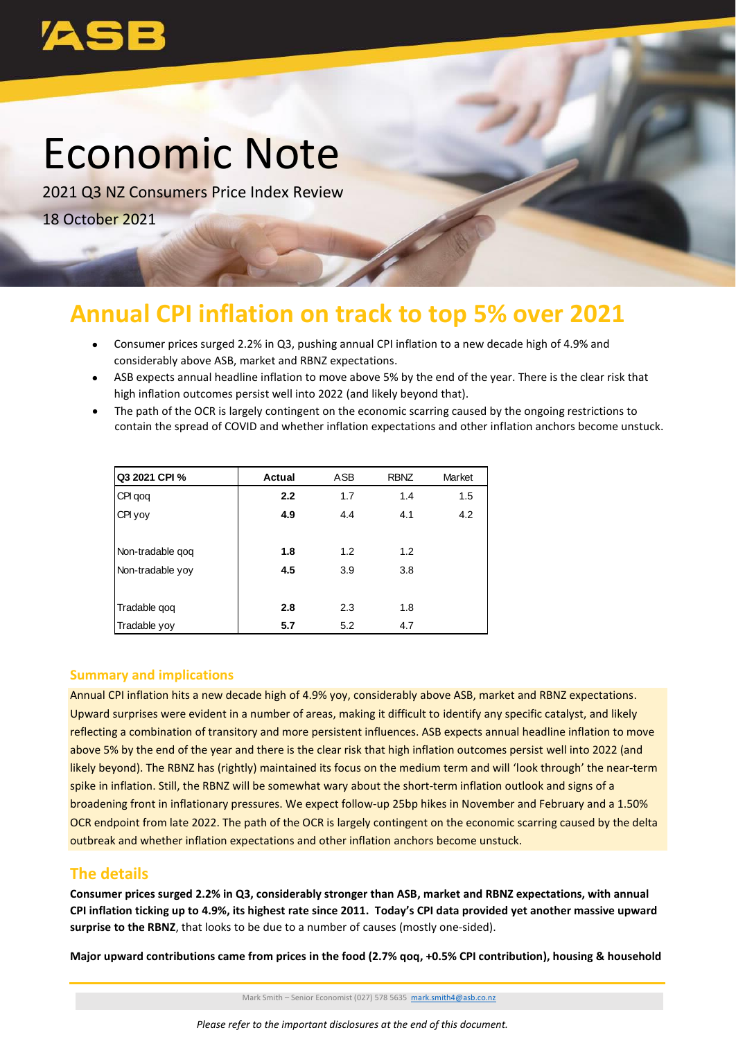ASB

# Economic Note

2021 Q3 NZ Consumers Price Index Review

18 October 2021

## Annual CPI inflation on track to top 5% over 2021

- Consumer prices surged 2.2% in Q3, pushing annual CPI inflation to a new decade high of 4.9% and considerably above ASB, market and RBNZ expectations.
- ASB expects annual headline inflation to move above 5% by the end of the year. There is the clear risk that high inflation outcomes persist well into 2022 (and likely beyond that).
- The path of the OCR is largely contingent on the economic scarring caused by the ongoing restrictions to contain the spread of COVID and whether inflation expectations and other inflation anchors become unstuck.

| Q3 2021 CPI % | Actual | ASB | RBNZ | Market |
|---|---|---|---|---|
| CPI qoq | **2.2** | 1.7 | 1.4 | 1.5 |
| CPI yoy | **4.9** | 4.4 | 4.1 | 4.2 |
| | | | | |
| Non-tradable qoq | **1.8** | 1.2 | 1.2 | |
| Non-tradable yoy | **4.5** | 3.9 | 3.8 | |
| | | | | |
| Tradable qoq | **2.8** | 2.3 | 1.8 | |
| Tradable yoy | **5.7** | 5.2 | 4.7 | |

### Summary and implications

Annual CPI inflation hits a new decade high of 4.9% yoy, considerably above ASB, market and RBNZ expectations. Upward surprises were evident in a number of areas, making it difficult to identify any specific catalyst, and likely reflecting a combination of transitory and more persistent influences. ASB expects annual headline inflation to move above 5% by the end of the year and there is the clear risk that high inflation outcomes persist well into 2022 (and likely beyond). The RBNZ has (rightly) maintained its focus on the medium term and will 'look through' the near-term spike in inflation. Still, the RBNZ will be somewhat wary about the short-term inflation outlook and signs of a broadening front in inflationary pressures. We expect follow-up 25bp hikes in November and February and a 1.50% OCR endpoint from late 2022. The path of the OCR is largely contingent on the economic scarring caused by the delta outbreak and whether inflation expectations and other inflation anchors become unstuck.

### The details

**Consumer prices surged 2.2% in Q3, considerably stronger than ASB, market and RBNZ expectations, with annual CPI inflation ticking up to 4.9%, its highest rate since 2011. Today's CPI data provided yet another massive upward surprise to the RBNZ**, that looks to be due to a number of causes (mostly one-sided).

**Major upward contributions came from prices in the food (2.7% qoq, +0.5% CPI contribution), housing & household**

Mark Smith – Senior Economist (027) 578 5635 mark.smith4@asb.co.nz

*Please refer to the important disclosures at the end of this document.*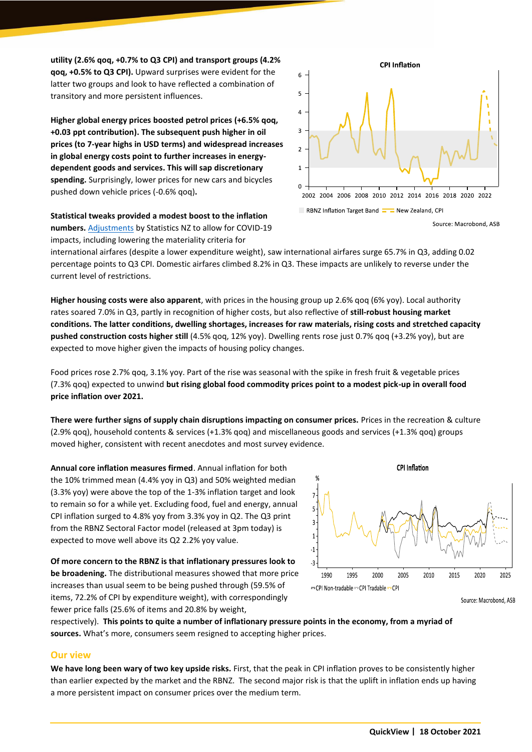**utility (2.6% qoq, +0.7% to Q3 CPI) and transport groups (4.2% qoq, +0.5% to Q3 CPI).** Upward surprises were evident for the latter two groups and look to have reflected a combination of transitory and more persistent influences.

**Higher global energy prices boosted petrol prices (+6.5% qoq, +0.03 ppt contribution). The subsequent push higher in oil prices (to 7-year highs in USD terms) and widespread increases in global energy costs point to further increases in energy-dependent goods and services. This will sap discretionary spending.** Surprisingly, lower prices for new cars and bicycles pushed down vehicle prices (-0.6% qoq)**.**

**Statistical tweaks provided a modest boost to the inflation numbers.** Adjustments by Statistics NZ to allow for COVID-19 impacts, including lowering the materiality criteria for international airfares (despite a lower expenditure weight), saw international airfares surge 65.7% in Q3, adding 0.02 percentage points to Q3 CPI. Domestic airfares climbed 8.2% in Q3. These impacts are unlikely to reverse under the current level of restrictions.

CPI Inflation

RBNZ Inflation Target Band — New Zealand, CPI

Source: Macrobond, ASB

**Higher housing costs were also apparent**, with prices in the housing group up 2.6% qoq (6% yoy). Local authority rates soared 7.0% in Q3, partly in recognition of higher costs, but also reflective of **still-robust housing market conditions. The latter conditions, dwelling shortages, increases for raw materials, rising costs and stretched capacity pushed construction costs higher still** (4.5% qoq, 12% yoy). Dwelling rents rose just 0.7% qoq (+3.2% yoy), but are expected to move higher given the impacts of housing policy changes.

Food prices rose 2.7% qoq, 3.1% yoy. Part of the rise was seasonal with the spike in fresh fruit & vegetable prices (7.3% qoq) expected to unwind **but rising global food commodity prices point to a modest pick-up in overall food price inflation over 2021.**

**There were further signs of supply chain disruptions impacting on consumer prices.** Prices in the recreation & culture (2.9% qoq), household contents & services (+1.3% qoq) and miscellaneous goods and services (+1.3% qoq) groups moved higher, consistent with recent anecdotes and most survey evidence.

**Annual core inflation measures firmed**. Annual inflation for both the 10% trimmed mean (4.4% yoy in Q3) and 50% weighted median (3.3% yoy) were above the top of the 1-3% inflation target and look to remain so for a while yet. Excluding food, fuel and energy, annual CPI inflation surged to 4.8% yoy from 3.3% yoy in Q2. The Q3 print from the RBNZ Sectoral Factor model (released at 3pm today) is expected to move well above its Q2 2.2% yoy value.

**Of more concern to the RBNZ is that inflationary pressures look to be broadening.** The distributional measures showed that more price increases than usual seem to be being pushed through (59.5% of items, 72.2% of CPI by expenditure weight), with correspondingly fewer price falls (25.6% of items and 20.8% by weight, respectively). **This points to quite a number of inflationary pressure points in the economy, from a myriad of sources.** What's more, consumers seem resigned to accepting higher prices.

CPI Inflation

CPI Non-tradable — CPI Tradable — CPI

Source: Macrobond, ASB

## Our view

**We have long been wary of two key upside risks.** First, that the peak in CPI inflation proves to be consistently higher than earlier expected by the market and the RBNZ. The second major risk is that the uplift in inflation ends up having a more persistent impact on consumer prices over the medium term.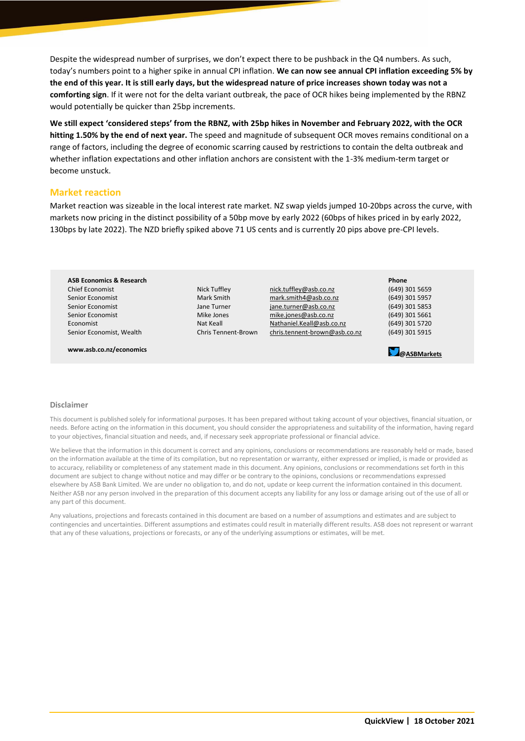Despite the widespread number of surprises, we don't expect there to be pushback in the Q4 numbers. As such, today's numbers point to a higher spike in annual CPI inflation. **We can now see annual CPI inflation exceeding 5% by the end of this year. It is still early days, but the widespread nature of price increases shown today was not a comforting sign**. If it were not for the delta variant outbreak, the pace of OCR hikes being implemented by the RBNZ would potentially be quicker than 25bp increments.

**We still expect 'considered steps' from the RBNZ, with 25bp hikes in November and February 2022, with the OCR hitting 1.50% by the end of next year.** The speed and magnitude of subsequent OCR moves remains conditional on a range of factors, including the degree of economic scarring caused by restrictions to contain the delta outbreak and whether inflation expectations and other inflation anchors are consistent with the 1-3% medium-term target or become unstuck.

## Market reaction

Market reaction was sizeable in the local interest rate market. NZ swap yields jumped 10-20bps across the curve, with markets now pricing in the distinct possibility of a 50bp move by early 2022 (60bps of hikes priced in by early 2022, 130bps by late 2022). The NZD briefly spiked above 71 US cents and is currently 20 pips above pre-CPI levels.

| **ASB Economics & Research** | | | **Phone** |
|---|---|---|---|
| Chief Economist | Nick Tuffley | nick.tuffley@asb.co.nz | (649) 301 5659 |
| Senior Economist | Mark Smith | mark.smith4@asb.co.nz | (649) 301 5957 |
| Senior Economist | Jane Turner | jane.turner@asb.co.nz | (649) 301 5853 |
| Senior Economist | Mike Jones | mike.jones@asb.co.nz | (649) 301 5661 |
| Economist | Nat Keall | Nathaniel.Keall@asb.co.nz | (649) 301 5720 |
| Senior Economist, Wealth | Chris Tennent-Brown | chris.tennent-brown@asb.co.nz | (649) 301 5915 |

**www.asb.co.nz/economics**

**@ASBMarkets**

### Disclaimer

This document is published solely for informational purposes. It has been prepared without taking account of your objectives, financial situation, or needs. Before acting on the information in this document, you should consider the appropriateness and suitability of the information, having regard to your objectives, financial situation and needs, and, if necessary seek appropriate professional or financial advice.

We believe that the information in this document is correct and any opinions, conclusions or recommendations are reasonably held or made, based on the information available at the time of its compilation, but no representation or warranty, either expressed or implied, is made or provided as to accuracy, reliability or completeness of any statement made in this document. Any opinions, conclusions or recommendations set forth in this document are subject to change without notice and may differ or be contrary to the opinions, conclusions or recommendations expressed elsewhere by ASB Bank Limited. We are under no obligation to, and do not, update or keep current the information contained in this document. Neither ASB nor any person involved in the preparation of this document accepts any liability for any loss or damage arising out of the use of all or any part of this document.

Any valuations, projections and forecasts contained in this document are based on a number of assumptions and estimates and are subject to contingencies and uncertainties. Different assumptions and estimates could result in materially different results. ASB does not represent or warrant that any of these valuations, projections or forecasts, or any of the underlying assumptions or estimates, will be met.